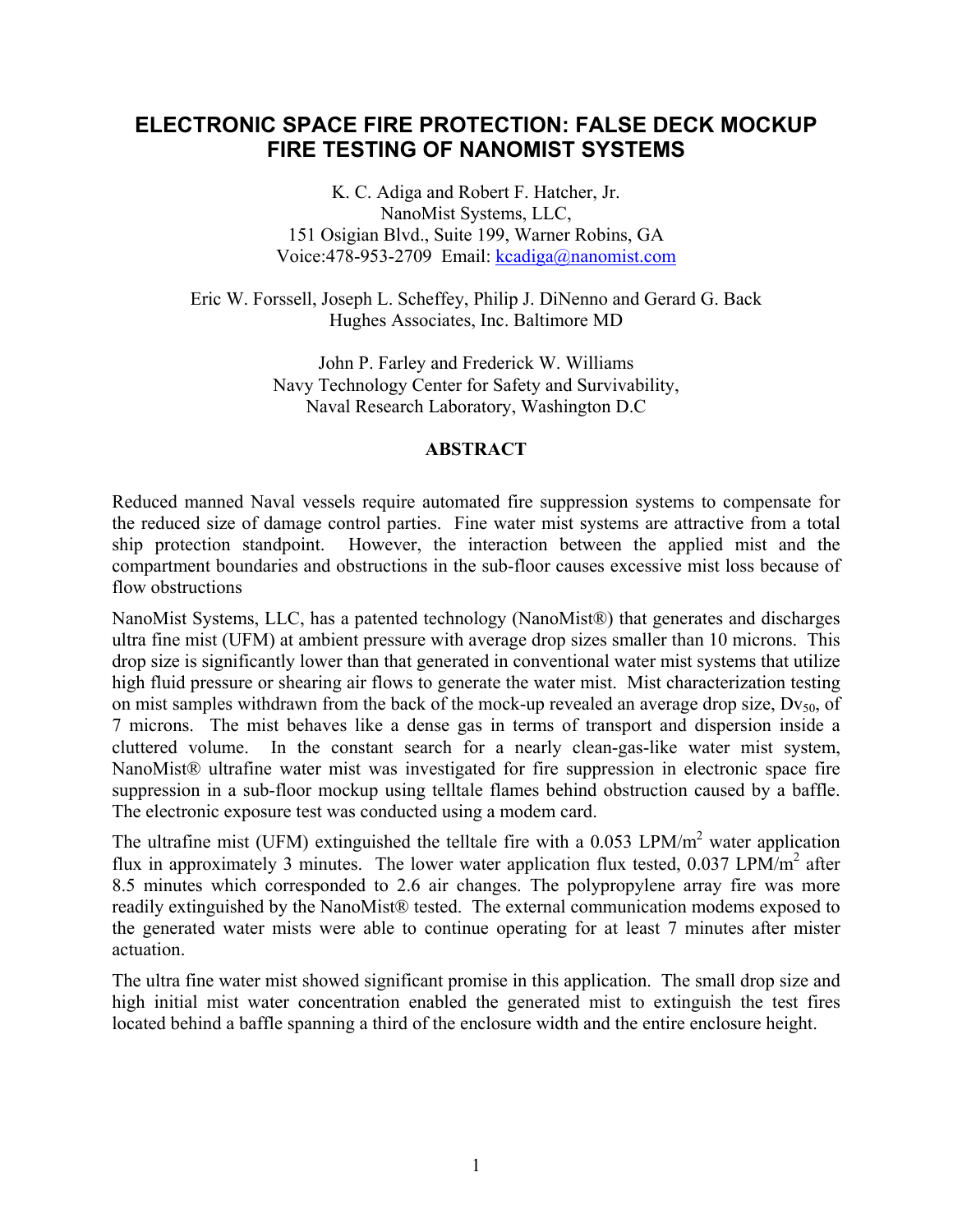# ELECTRONIC SPACE FIRE PROTECTION: FALSE DECK MOCKUP FIRE TESTING OF NANOMIST SYSTEMS

K. C. Adiga and Robert F. Hatcher, Jr.
NanoMist Systems, LLC,
151 Osigian Blvd., Suite 199, Warner Robins, GA
Voice:478-953-2709 Email: kcadiga@nanomist.com

Eric W. Forssell, Joseph L. Scheffey, Philip J. DiNenno and Gerard G. Back
Hughes Associates, Inc. Baltimore MD

John P. Farley and Frederick W. Williams
Navy Technology Center for Safety and Survivability,
Naval Research Laboratory, Washington D.C

## ABSTRACT

Reduced manned Naval vessels require automated fire suppression systems to compensate for the reduced size of damage control parties. Fine water mist systems are attractive from a total ship protection standpoint. However, the interaction between the applied mist and the compartment boundaries and obstructions in the sub-floor causes excessive mist loss because of flow obstructions

NanoMist Systems, LLC, has a patented technology (NanoMist®) that generates and discharges ultra fine mist (UFM) at ambient pressure with average drop sizes smaller than 10 microns. This drop size is significantly lower than that generated in conventional water mist systems that utilize high fluid pressure or shearing air flows to generate the water mist. Mist characterization testing on mist samples withdrawn from the back of the mock-up revealed an average drop size, $Dv_{50}$, of 7 microns. The mist behaves like a dense gas in terms of transport and dispersion inside a cluttered volume. In the constant search for a nearly clean-gas-like water mist system, NanoMist® ultrafine water mist was investigated for fire suppression in electronic space fire suppression in a sub-floor mockup using telltale flames behind obstruction caused by a baffle. The electronic exposure test was conducted using a modem card.

The ultrafine mist (UFM) extinguished the telltale fire with a 0.053 LPM/m$^2$ water application flux in approximately 3 minutes. The lower water application flux tested, 0.037 LPM/m$^2$ after 8.5 minutes which corresponded to 2.6 air changes. The polypropylene array fire was more readily extinguished by the NanoMist® tested. The external communication modems exposed to the generated water mists were able to continue operating for at least 7 minutes after mister actuation.

The ultra fine water mist showed significant promise in this application. The small drop size and high initial mist water concentration enabled the generated mist to extinguish the test fires located behind a baffle spanning a third of the enclosure width and the entire enclosure height.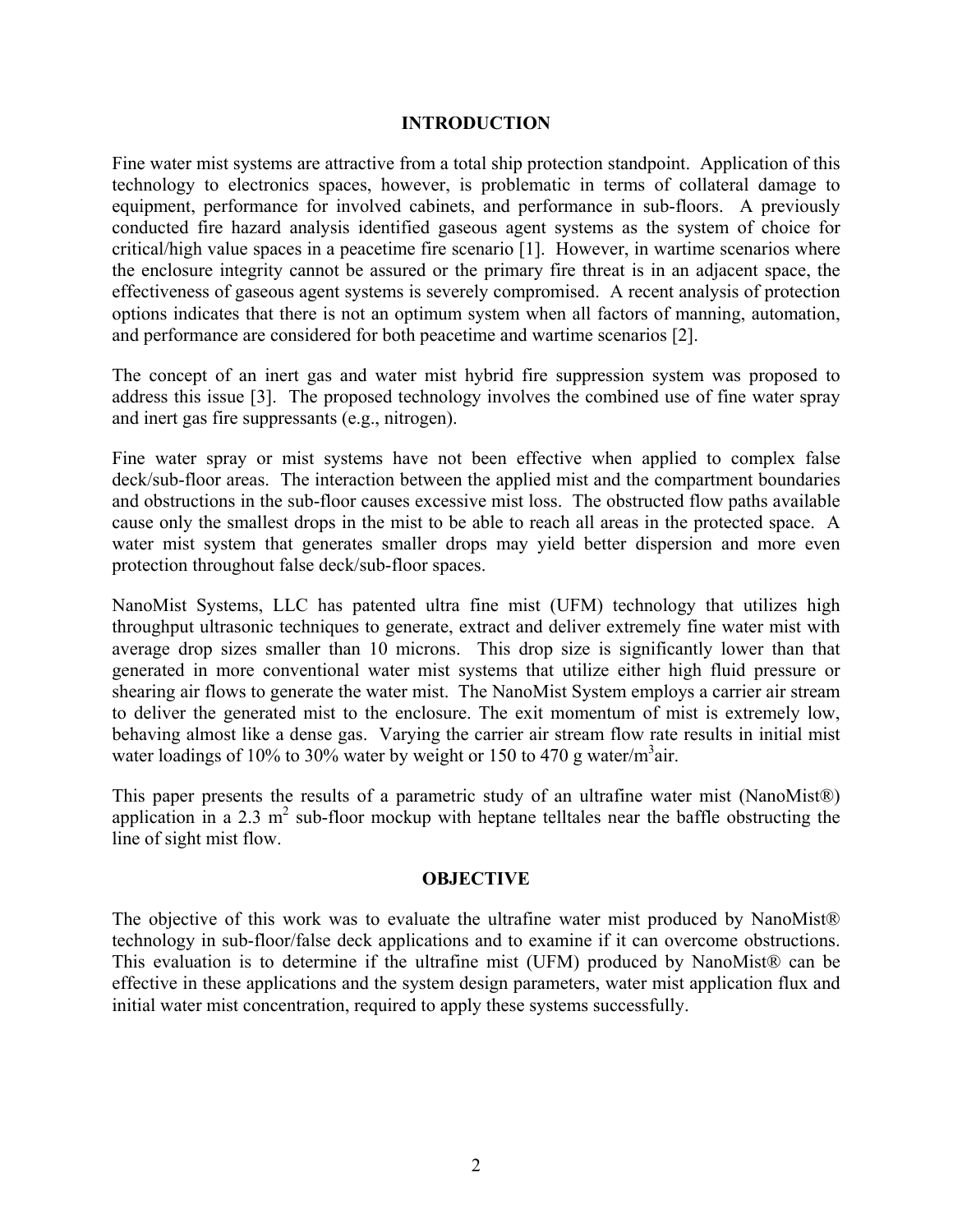## INTRODUCTION

Fine water mist systems are attractive from a total ship protection standpoint. Application of this technology to electronics spaces, however, is problematic in terms of collateral damage to equipment, performance for involved cabinets, and performance in sub-floors. A previously conducted fire hazard analysis identified gaseous agent systems as the system of choice for critical/high value spaces in a peacetime fire scenario [1]. However, in wartime scenarios where the enclosure integrity cannot be assured or the primary fire threat is in an adjacent space, the effectiveness of gaseous agent systems is severely compromised. A recent analysis of protection options indicates that there is not an optimum system when all factors of manning, automation, and performance are considered for both peacetime and wartime scenarios [2].

The concept of an inert gas and water mist hybrid fire suppression system was proposed to address this issue [3]. The proposed technology involves the combined use of fine water spray and inert gas fire suppressants (e.g., nitrogen).

Fine water spray or mist systems have not been effective when applied to complex false deck/sub-floor areas. The interaction between the applied mist and the compartment boundaries and obstructions in the sub-floor causes excessive mist loss. The obstructed flow paths available cause only the smallest drops in the mist to be able to reach all areas in the protected space. A water mist system that generates smaller drops may yield better dispersion and more even protection throughout false deck/sub-floor spaces.

NanoMist Systems, LLC has patented ultra fine mist (UFM) technology that utilizes high throughput ultrasonic techniques to generate, extract and deliver extremely fine water mist with average drop sizes smaller than 10 microns. This drop size is significantly lower than that generated in more conventional water mist systems that utilize either high fluid pressure or shearing air flows to generate the water mist. The NanoMist System employs a carrier air stream to deliver the generated mist to the enclosure. The exit momentum of mist is extremely low, behaving almost like a dense gas. Varying the carrier air stream flow rate results in initial mist water loadings of 10% to 30% water by weight or 150 to 470 g water/$m^3$air.

This paper presents the results of a parametric study of an ultrafine water mist (NanoMist®) application in a 2.3 $m^2$ sub-floor mockup with heptane telltales near the baffle obstructing the line of sight mist flow.

## OBJECTIVE

The objective of this work was to evaluate the ultrafine water mist produced by NanoMist® technology in sub-floor/false deck applications and to examine if it can overcome obstructions. This evaluation is to determine if the ultrafine mist (UFM) produced by NanoMist® can be effective in these applications and the system design parameters, water mist application flux and initial water mist concentration, required to apply these systems successfully.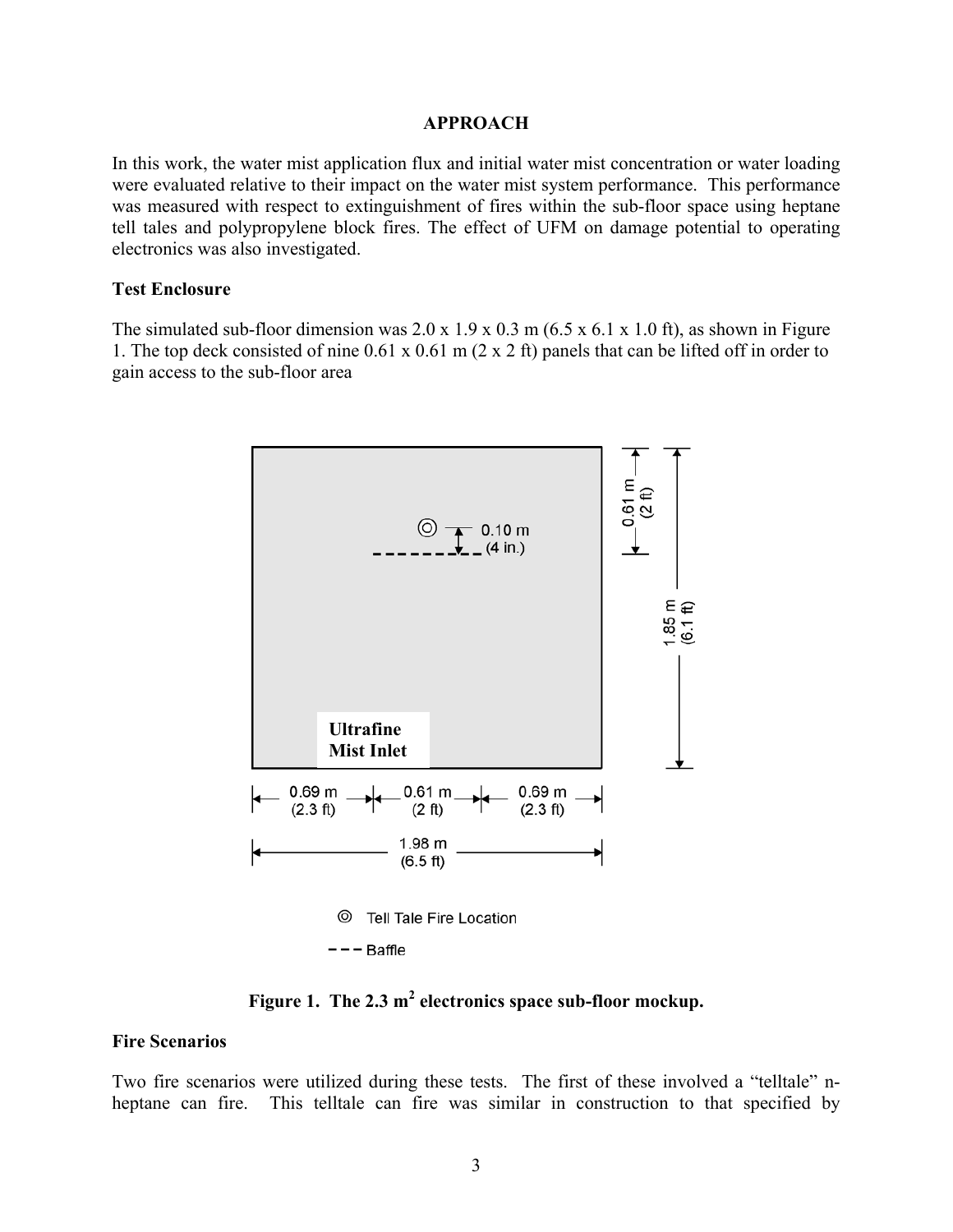## APPROACH

In this work, the water mist application flux and initial water mist concentration or water loading were evaluated relative to their impact on the water mist system performance. This performance was measured with respect to extinguishment of fires within the sub-floor space using heptane tell tales and polypropylene block fires. The effect of UFM on damage potential to operating electronics was also investigated.

### Test Enclosure

The simulated sub-floor dimension was 2.0 x 1.9 x 0.3 m (6.5 x 6.1 x 1.0 ft), as shown in Figure 1. The top deck consisted of nine 0.61 x 0.61 m (2 x 2 ft) panels that can be lifted off in order to gain access to the sub-floor area

Figure 1. The 2.3 $m^2$ electronics space sub-floor mockup.

### Fire Scenarios

Two fire scenarios were utilized during these tests. The first of these involved a "telltale" n-heptane can fire. This telltale can fire was similar in construction to that specified by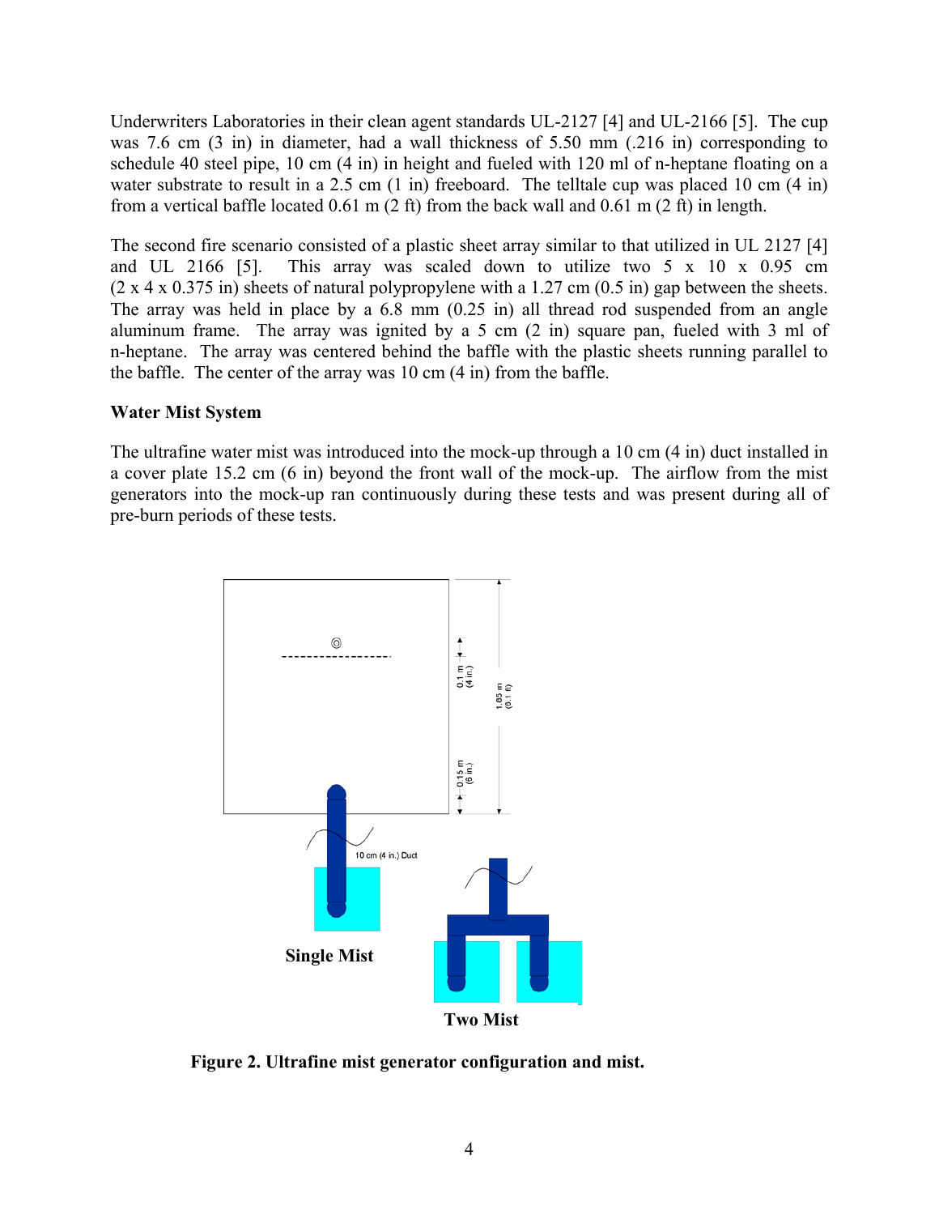Underwriters Laboratories in their clean agent standards UL-2127 [4] and UL-2166 [5]. The cup was 7.6 cm (3 in) in diameter, had a wall thickness of 5.50 mm (.216 in) corresponding to schedule 40 steel pipe, 10 cm (4 in) in height and fueled with 120 ml of n-heptane floating on a water substrate to result in a 2.5 cm (1 in) freeboard. The telltale cup was placed 10 cm (4 in) from a vertical baffle located 0.61 m (2 ft) from the back wall and 0.61 m (2 ft) in length.

The second fire scenario consisted of a plastic sheet array similar to that utilized in UL 2127 [4] and UL 2166 [5]. This array was scaled down to utilize two 5 x 10 x 0.95 cm (2 x 4 x 0.375 in) sheets of natural polypropylene with a 1.27 cm (0.5 in) gap between the sheets. The array was held in place by a 6.8 mm (0.25 in) all thread rod suspended from an angle aluminum frame. The array was ignited by a 5 cm (2 in) square pan, fueled with 3 ml of n-heptane. The array was centered behind the baffle with the plastic sheets running parallel to the baffle. The center of the array was 10 cm (4 in) from the baffle.

**Water Mist System**

The ultrafine water mist was introduced into the mock-up through a 10 cm (4 in) duct installed in a cover plate 15.2 cm (6 in) beyond the front wall of the mock-up. The airflow from the mist generators into the mock-up ran continuously during these tests and was present during all of pre-burn periods of these tests.

**Figure 2. Ultrafine mist generator configuration and mist.**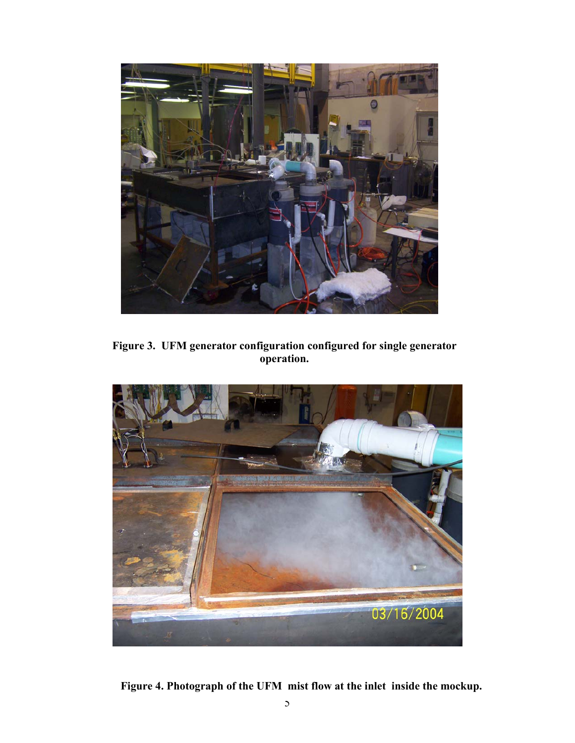**Figure 3. UFM generator configuration configured for single generator operation.**

**Figure 4. Photograph of the UFM mist flow at the inlet inside the mockup.**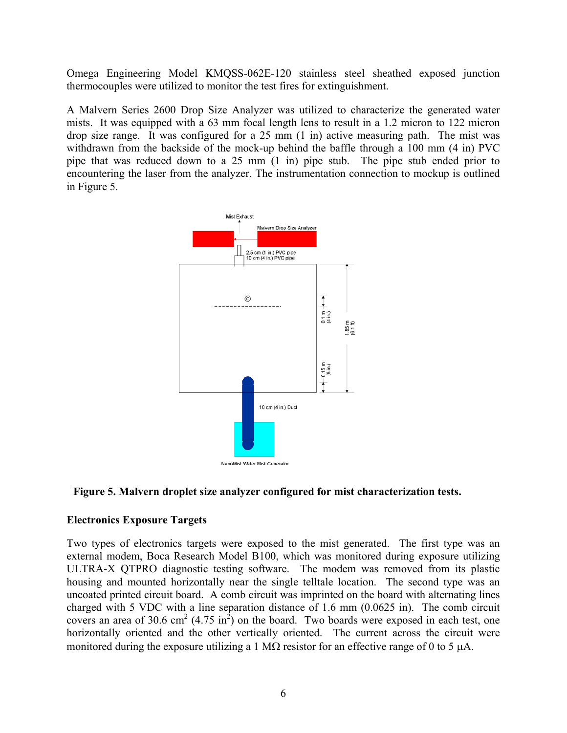Omega Engineering Model KMQSS-062E-120 stainless steel sheathed exposed junction thermocouples were utilized to monitor the test fires for extinguishment.

A Malvern Series 2600 Drop Size Analyzer was utilized to characterize the generated water mists. It was equipped with a 63 mm focal length lens to result in a 1.2 micron to 122 micron drop size range. It was configured for a 25 mm (1 in) active measuring path. The mist was withdrawn from the backside of the mock-up behind the baffle through a 100 mm (4 in) PVC pipe that was reduced down to a 25 mm (1 in) pipe stub. The pipe stub ended prior to encountering the laser from the analyzer. The instrumentation connection to mockup is outlined in Figure 5.

**Figure 5. Malvern droplet size analyzer configured for mist characterization tests.**

**Electronics Exposure Targets**

Two types of electronics targets were exposed to the mist generated. The first type was an external modem, Boca Research Model B100, which was monitored during exposure utilizing ULTRA-X QTPRO diagnostic testing software. The modem was removed from its plastic housing and mounted horizontally near the single telltale location. The second type was an uncoated printed circuit board. A comb circuit was imprinted on the board with alternating lines charged with 5 VDC with a line separation distance of 1.6 mm (0.0625 in). The comb circuit covers an area of 30.6 $cm^2$ (4.75 $in^2$) on the board. Two boards were exposed in each test, one horizontally oriented and the other vertically oriented. The current across the circuit were monitored during the exposure utilizing a 1 MΩ resistor for an effective range of 0 to 5 μA.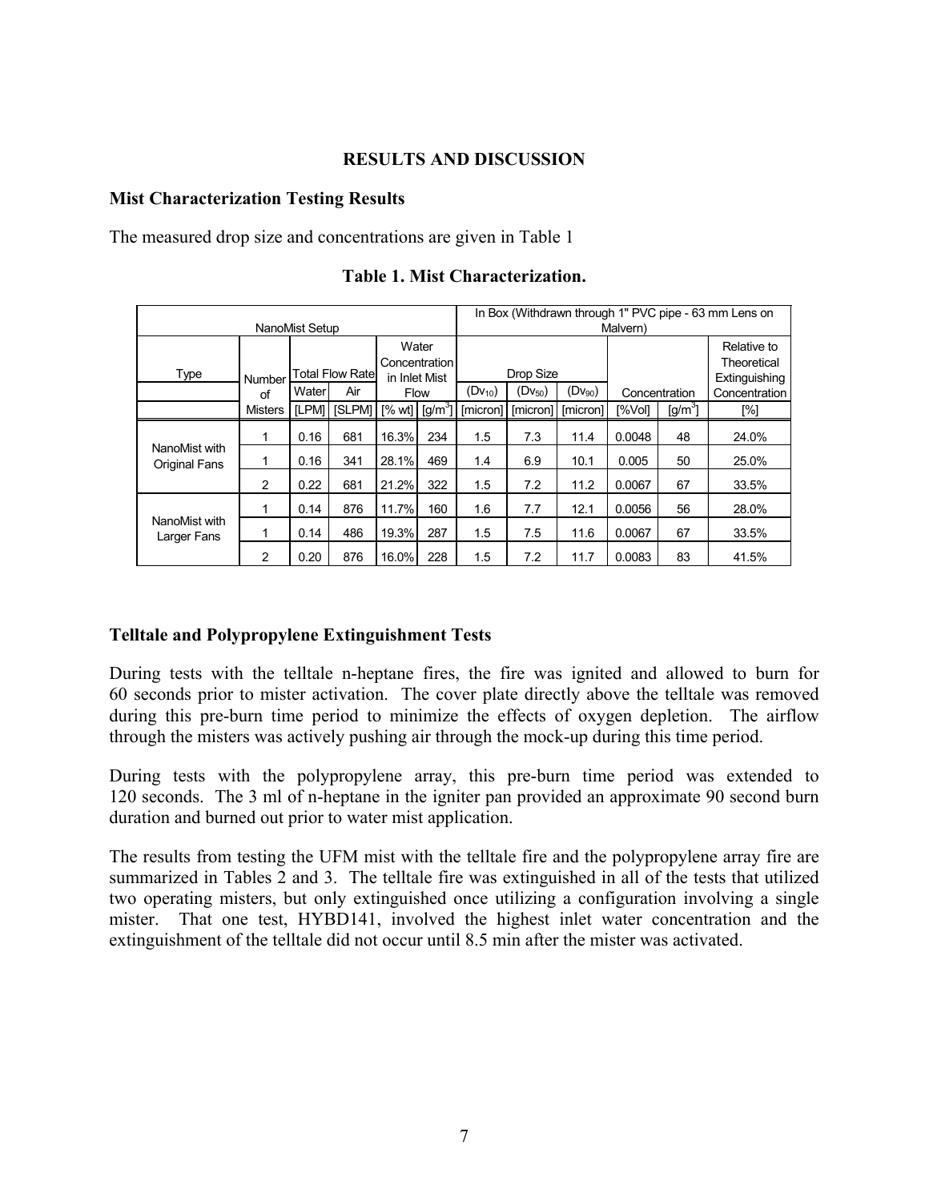## RESULTS AND DISCUSSION

### Mist Characterization Testing Results

The measured drop size and concentrations are given in Table 1

**Table 1. Mist Characterization.**

| NanoMist Setup | | | | | | In Box (Withdrawn through 1" PVC pipe - 63 mm Lens on Malvern) | | | | | |
|---|---|---|---|---|---|---|---|---|---|---|---|
| Type | Number of Misters | Total Flow Rate | | Water Concentration in Inlet Mist Flow | | Drop Size | | | Concentration | | Relative to Theoretical Extinguishing Concentration |
| | | Water | Air | | | $(Dv_{10})$ | $(Dv_{50})$ | $(Dv_{90})$ | | | |
| | | [LPM] | [SLPM] | [% wt] | [g/m$^3$] | [micron] | [micron] | [micron] | [%Vol] | [g/m$^3$] | [%] |
| NanoMist with Original Fans | 1 | 0.16 | 681 | 16.3% | 234 | 1.5 | 7.3 | 11.4 | 0.0048 | 48 | 24.0% |
| | 1 | 0.16 | 341 | 28.1% | 469 | 1.4 | 6.9 | 10.1 | 0.005 | 50 | 25.0% |
| | 2 | 0.22 | 681 | 21.2% | 322 | 1.5 | 7.2 | 11.2 | 0.0067 | 67 | 33.5% |
| NanoMist with Larger Fans | 1 | 0.14 | 876 | 11.7% | 160 | 1.6 | 7.7 | 12.1 | 0.0056 | 56 | 28.0% |
| | 1 | 0.14 | 486 | 19.3% | 287 | 1.5 | 7.5 | 11.6 | 0.0067 | 67 | 33.5% |
| | 2 | 0.20 | 876 | 16.0% | 228 | 1.5 | 7.2 | 11.7 | 0.0083 | 83 | 41.5% |

### Telltale and Polypropylene Extinguishment Tests

During tests with the telltale n-heptane fires, the fire was ignited and allowed to burn for 60 seconds prior to mister activation. The cover plate directly above the telltale was removed during this pre-burn time period to minimize the effects of oxygen depletion. The airflow through the misters was actively pushing air through the mock-up during this time period.

During tests with the polypropylene array, this pre-burn time period was extended to 120 seconds. The 3 ml of n-heptane in the igniter pan provided an approximate 90 second burn duration and burned out prior to water mist application.

The results from testing the UFM mist with the telltale fire and the polypropylene array fire are summarized in Tables 2 and 3. The telltale fire was extinguished in all of the tests that utilized two operating misters, but only extinguished once utilizing a configuration involving a single mister. That one test, HYBD141, involved the highest inlet water concentration and the extinguishment of the telltale did not occur until 8.5 min after the mister was activated.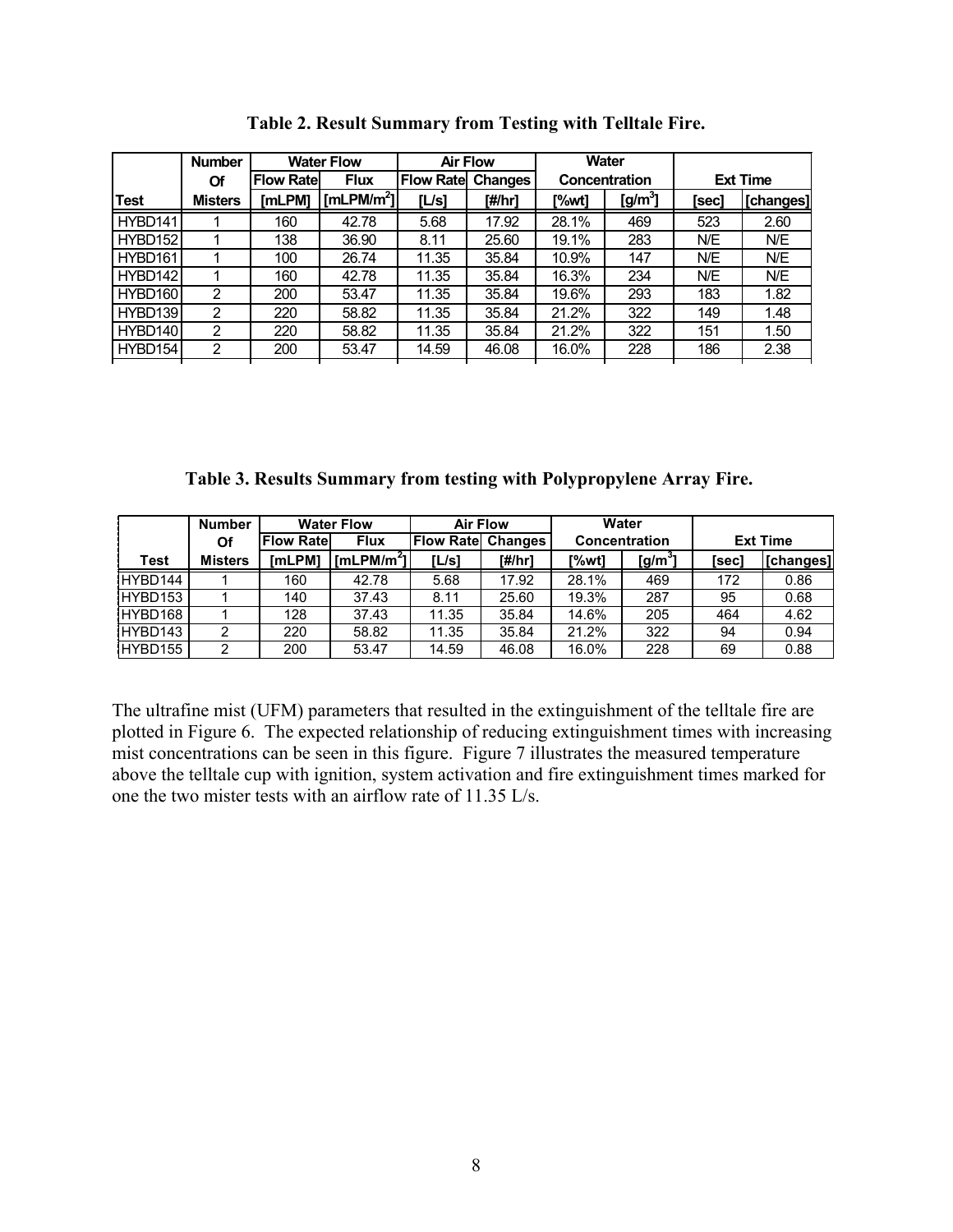**Table 2. Result Summary from Testing with Telltale Fire.**

| | Number Of | Water Flow | | Air Flow | | Water Concentration | | Ext Time | |
|---|---|---|---|---|---|---|---|---|---|
| Test | Misters | Flow Rate [mLPM] | Flux [mLPM/m$^2$] | Flow Rate [L/s] | Changes [#/hr] | [%wt] | [g/m$^3$] | [sec] | [changes] |
| HYBD141 | 1 | 160 | 42.78 | 5.68 | 17.92 | 28.1% | 469 | 523 | 2.60 |
| HYBD152 | 1 | 138 | 36.90 | 8.11 | 25.60 | 19.1% | 283 | N/E | N/E |
| HYBD161 | 1 | 100 | 26.74 | 11.35 | 35.84 | 10.9% | 147 | N/E | N/E |
| HYBD142 | 1 | 160 | 42.78 | 11.35 | 35.84 | 16.3% | 234 | N/E | N/E |
| HYBD160 | 2 | 200 | 53.47 | 11.35 | 35.84 | 19.6% | 293 | 183 | 1.82 |
| HYBD139 | 2 | 220 | 58.82 | 11.35 | 35.84 | 21.2% | 322 | 149 | 1.48 |
| HYBD140 | 2 | 220 | 58.82 | 11.35 | 35.84 | 21.2% | 322 | 151 | 1.50 |
| HYBD154 | 2 | 200 | 53.47 | 14.59 | 46.08 | 16.0% | 228 | 186 | 2.38 |

**Table 3. Results Summary from testing with Polypropylene Array Fire.**

| | Number Of | Water Flow | | Air Flow | | Water Concentration | | Ext Time | |
|---|---|---|---|---|---|---|---|---|---|
| Test | Misters | Flow Rate [mLPM] | Flux [mLPM/m$^2$] | Flow Rate [L/s] | Changes [#/hr] | [%wt] | [g/m$^3$] | [sec] | [changes] |
| HYBD144 | 1 | 160 | 42.78 | 5.68 | 17.92 | 28.1% | 469 | 172 | 0.86 |
| HYBD153 | 1 | 140 | 37.43 | 8.11 | 25.60 | 19.3% | 287 | 95 | 0.68 |
| HYBD168 | 1 | 128 | 37.43 | 11.35 | 35.84 | 14.6% | 205 | 464 | 4.62 |
| HYBD143 | 2 | 220 | 58.82 | 11.35 | 35.84 | 21.2% | 322 | 94 | 0.94 |
| HYBD155 | 2 | 200 | 53.47 | 14.59 | 46.08 | 16.0% | 228 | 69 | 0.88 |

The ultrafine mist (UFM) parameters that resulted in the extinguishment of the telltale fire are plotted in Figure 6. The expected relationship of reducing extinguishment times with increasing mist concentrations can be seen in this figure. Figure 7 illustrates the measured temperature above the telltale cup with ignition, system activation and fire extinguishment times marked for one the two mister tests with an airflow rate of 11.35 L/s.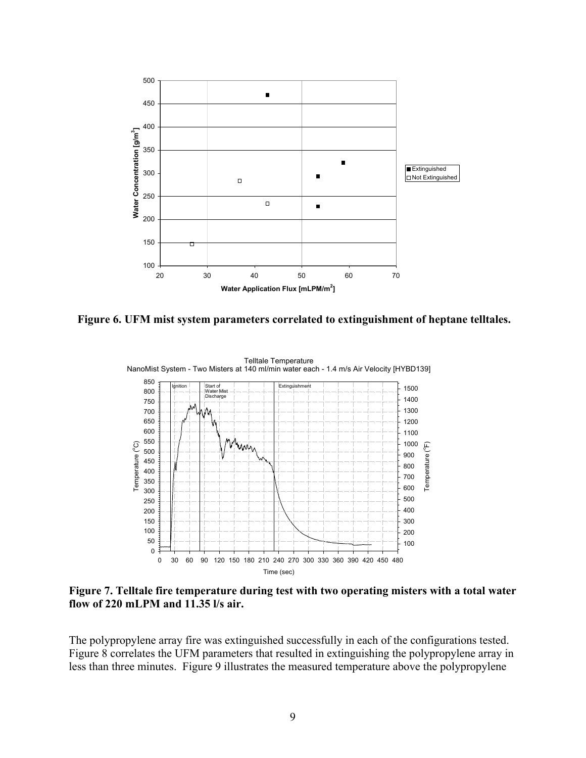**Figure 6. UFM mist system parameters correlated to extinguishment of heptane telltales.**

**Figure 7. Telltale fire temperature during test with two operating misters with a total water flow of 220 mLPM and 11.35 l/s air.**

The polypropylene array fire was extinguished successfully in each of the configurations tested. Figure 8 correlates the UFM parameters that resulted in extinguishing the polypropylene array in less than three minutes. Figure 9 illustrates the measured temperature above the polypropylene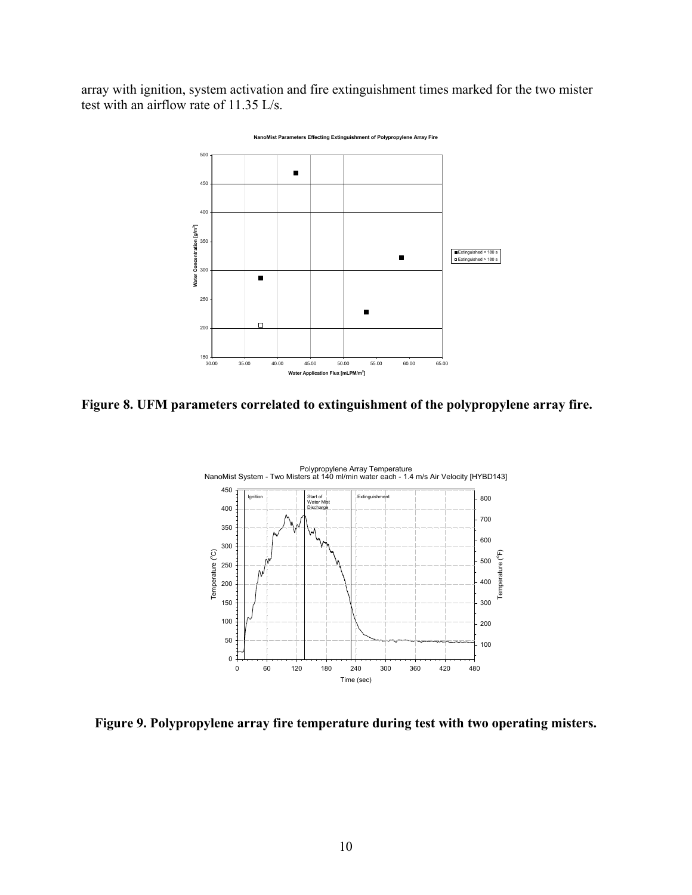array with ignition, system activation and fire extinguishment times marked for the two mister test with an airflow rate of 11.35 L/s.

**Figure 8. UFM parameters correlated to extinguishment of the polypropylene array fire.**

**Figure 9. Polypropylene array fire temperature during test with two operating misters.**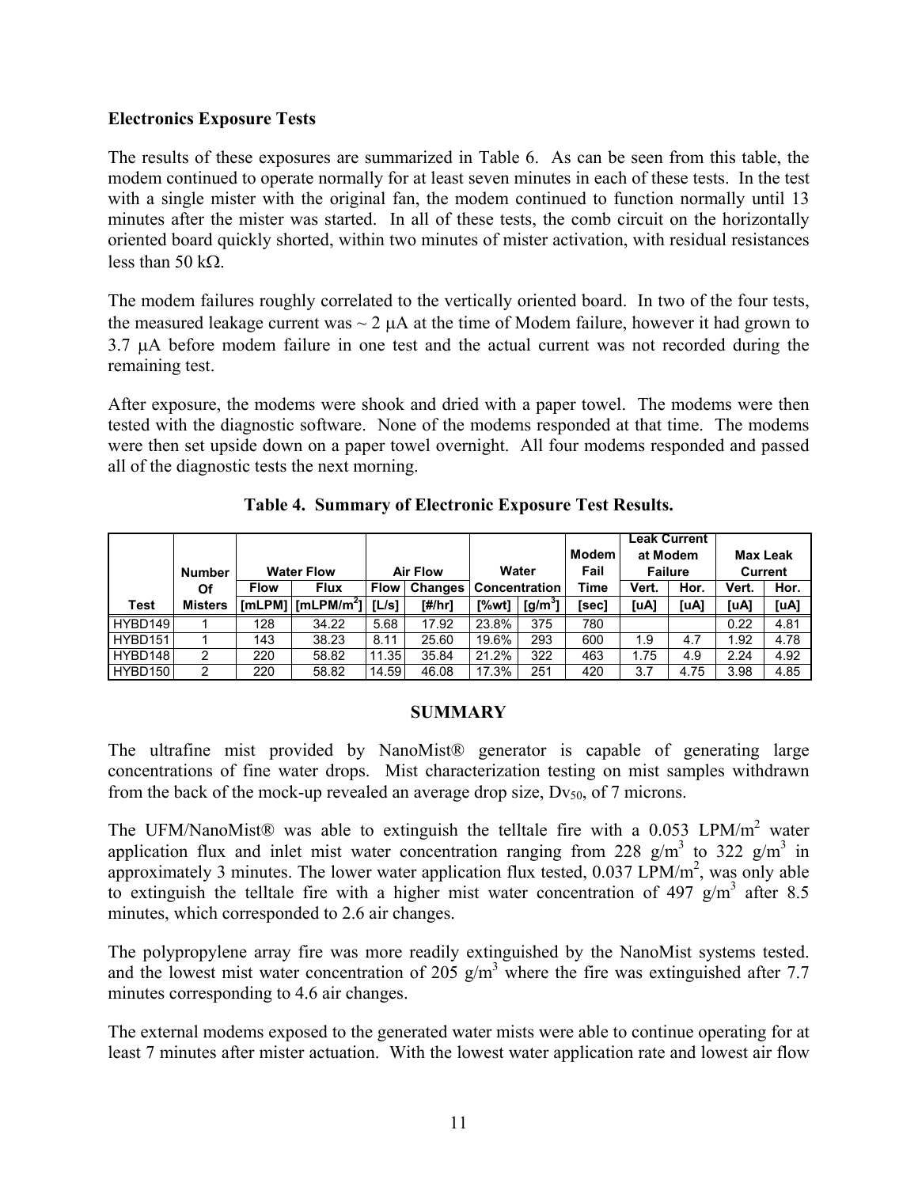**Electronics Exposure Tests**

The results of these exposures are summarized in Table 6. As can be seen from this table, the modem continued to operate normally for at least seven minutes in each of these tests. In the test with a single mister with the original fan, the modem continued to function normally until 13 minutes after the mister was started. In all of these tests, the comb circuit on the horizontally oriented board quickly shorted, within two minutes of mister activation, with residual resistances less than 50 kΩ.

The modem failures roughly correlated to the vertically oriented board. In two of the four tests, the measured leakage current was ~ 2 μA at the time of Modem failure, however it had grown to 3.7 μA before modem failure in one test and the actual current was not recorded during the remaining test.

After exposure, the modems were shook and dried with a paper towel. The modems were then tested with the diagnostic software. None of the modems responded at that time. The modems were then set upside down on a paper towel overnight. All four modems responded and passed all of the diagnostic tests the next morning.

**Table 4. Summary of Electronic Exposure Test Results.**

| Test | Number Of Misters | Water Flow | | Air Flow | | Water Concentration | | Modem Fail Time | Leak Current at Modem Failure | | Max Leak Current | |
|---|---|---|---|---|---|---|---|---|---|---|---|---|
| | | Flow [mLPM] | Flux [mLPM/m$^2$] | Flow [L/s] | Changes [#/hr] | [%wt] | [g/m$^3$] | [sec] | Vert. [uA] | Hor. [uA] | Vert. [uA] | Hor. [uA] |
| HYBD149 | 1 | 128 | 34.22 | 5.68 | 17.92 | 23.8% | 375 | 780 | | | 0.22 | 4.81 |
| HYBD151 | 1 | 143 | 38.23 | 8.11 | 25.60 | 19.6% | 293 | 600 | 1.9 | 4.7 | 1.92 | 4.78 |
| HYBD148 | 2 | 220 | 58.82 | 11.35 | 35.84 | 21.2% | 322 | 463 | 1.75 | 4.9 | 2.24 | 4.92 |
| HYBD150 | 2 | 220 | 58.82 | 14.59 | 46.08 | 17.3% | 251 | 420 | 3.7 | 4.75 | 3.98 | 4.85 |

## SUMMARY

The ultrafine mist provided by NanoMist® generator is capable of generating large concentrations of fine water drops. Mist characterization testing on mist samples withdrawn from the back of the mock-up revealed an average drop size, $Dv_{50}$, of 7 microns.

The UFM/NanoMist® was able to extinguish the telltale fire with a 0.053 LPM/m$^2$ water application flux and inlet mist water concentration ranging from 228 g/m$^3$ to 322 g/m$^3$ in approximately 3 minutes. The lower water application flux tested, 0.037 LPM/m$^2$, was only able to extinguish the telltale fire with a higher mist water concentration of 497 g/m$^3$ after 8.5 minutes, which corresponded to 2.6 air changes.

The polypropylene array fire was more readily extinguished by the NanoMist systems tested. and the lowest mist water concentration of 205 g/m$^3$ where the fire was extinguished after 7.7 minutes corresponding to 4.6 air changes.

The external modems exposed to the generated water mists were able to continue operating for at least 7 minutes after mister actuation. With the lowest water application rate and lowest air flow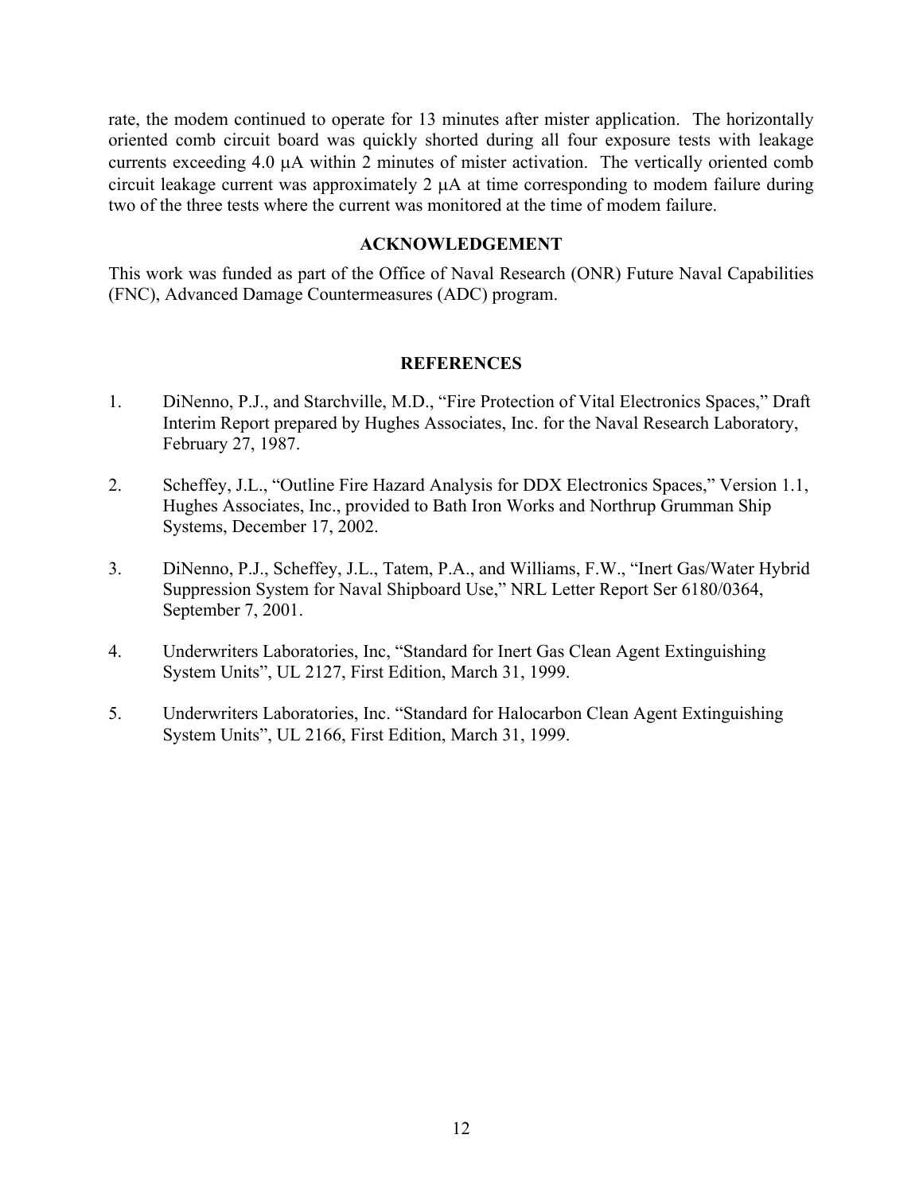rate, the modem continued to operate for 13 minutes after mister application. The horizontally oriented comb circuit board was quickly shorted during all four exposure tests with leakage currents exceeding 4.0 μA within 2 minutes of mister activation. The vertically oriented comb circuit leakage current was approximately 2 μA at time corresponding to modem failure during two of the three tests where the current was monitored at the time of modem failure.

## ACKNOWLEDGEMENT

This work was funded as part of the Office of Naval Research (ONR) Future Naval Capabilities (FNC), Advanced Damage Countermeasures (ADC) program.

## REFERENCES

1. DiNenno, P.J., and Starchville, M.D., "Fire Protection of Vital Electronics Spaces," Draft Interim Report prepared by Hughes Associates, Inc. for the Naval Research Laboratory, February 27, 1987.

2. Scheffey, J.L., "Outline Fire Hazard Analysis for DDX Electronics Spaces," Version 1.1, Hughes Associates, Inc., provided to Bath Iron Works and Northrup Grumman Ship Systems, December 17, 2002.

3. DiNenno, P.J., Scheffey, J.L., Tatem, P.A., and Williams, F.W., "Inert Gas/Water Hybrid Suppression System for Naval Shipboard Use," NRL Letter Report Ser 6180/0364, September 7, 2001.

4. Underwriters Laboratories, Inc, "Standard for Inert Gas Clean Agent Extinguishing System Units", UL 2127, First Edition, March 31, 1999.

5. Underwriters Laboratories, Inc. "Standard for Halocarbon Clean Agent Extinguishing System Units", UL 2166, First Edition, March 31, 1999.